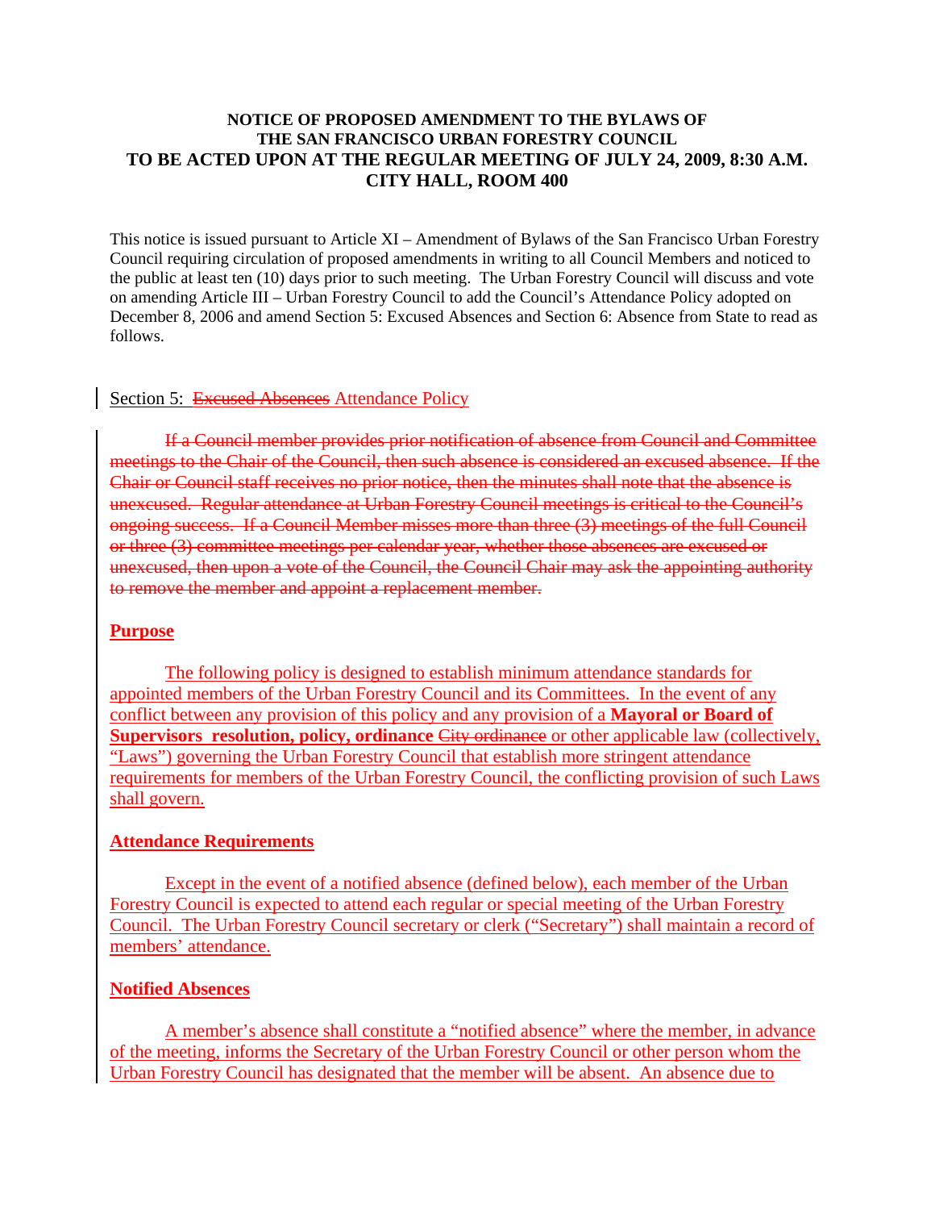**NOTICE OF PROPOSED AMENDMENT TO THE BYLAWS OF THE SAN FRANCISCO URBAN FORESTRY COUNCIL TO BE ACTED UPON AT THE REGULAR MEETING OF JULY 24, 2009, 8:30 A.M. CITY HALL, ROOM 400**

This notice is issued pursuant to Article XI – Amendment of Bylaws of the San Francisco Urban Forestry Council requiring circulation of proposed amendments in writing to all Council Members and noticed to the public at least ten (10) days prior to such meeting. The Urban Forestry Council will discuss and vote on amending Article III – Urban Forestry Council to add the Council's Attendance Policy adopted on December 8, 2006 and amend Section 5: Excused Absences and Section 6: Absence from State to read as follows.

Section 5: ~~Excused Absences~~ Attendance Policy

~~If a Council member provides prior notification of absence from Council and Committee meetings to the Chair of the Council, then such absence is considered an excused absence. If the Chair or Council staff receives no prior notice, then the minutes shall note that the absence is unexcused. Regular attendance at Urban Forestry Council meetings is critical to the Council's ongoing success. If a Council Member misses more than three (3) meetings of the full Council or three (3) committee meetings per calendar year, whether those absences are excused or unexcused, then upon a vote of the Council, the Council Chair may ask the appointing authority to remove the member and appoint a replacement member.~~

**Purpose**

The following policy is designed to establish minimum attendance standards for appointed members of the Urban Forestry Council and its Committees. In the event of any conflict between any provision of this policy and any provision of a **Mayoral or Board of Supervisors resolution, policy, ordinance** ~~City ordinance~~ or other applicable law (collectively, "Laws") governing the Urban Forestry Council that establish more stringent attendance requirements for members of the Urban Forestry Council, the conflicting provision of such Laws shall govern.

**Attendance Requirements**

Except in the event of a notified absence (defined below), each member of the Urban Forestry Council is expected to attend each regular or special meeting of the Urban Forestry Council. The Urban Forestry Council secretary or clerk ("Secretary") shall maintain a record of members' attendance.

**Notified Absences**

A member's absence shall constitute a "notified absence" where the member, in advance of the meeting, informs the Secretary of the Urban Forestry Council or other person whom the Urban Forestry Council has designated that the member will be absent. An absence due to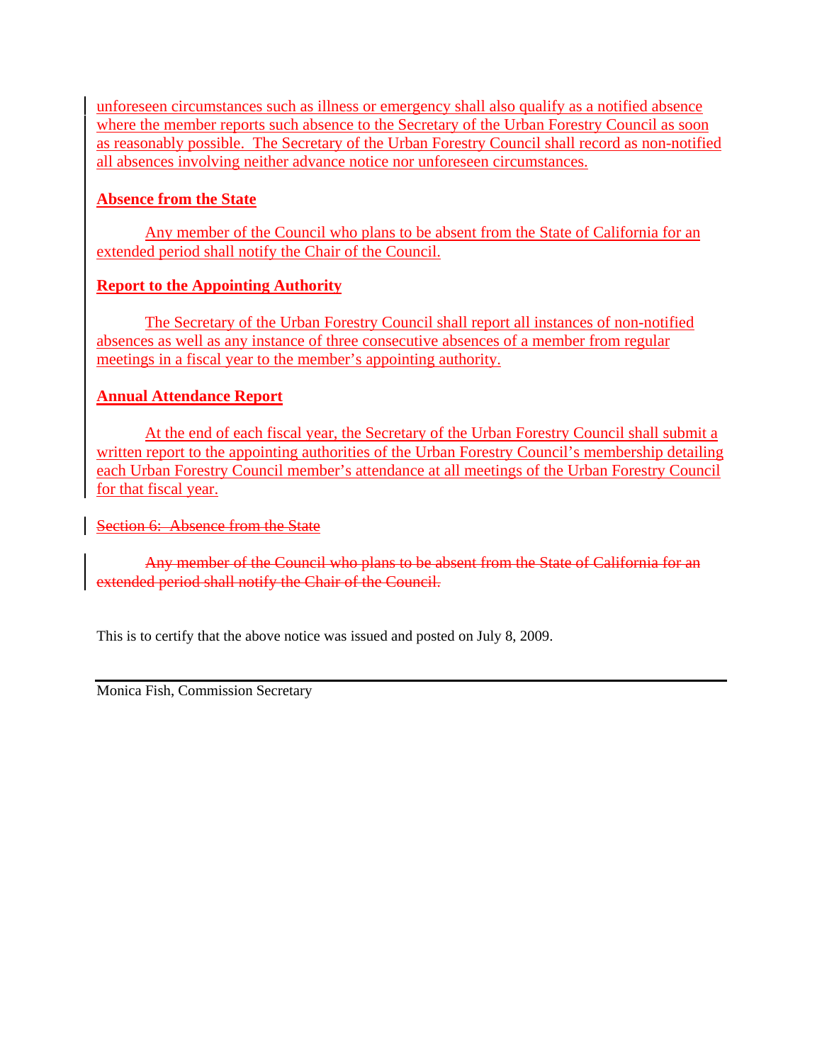unforeseen circumstances such as illness or emergency shall also qualify as a notified absence where the member reports such absence to the Secretary of the Urban Forestry Council as soon as reasonably possible. The Secretary of the Urban Forestry Council shall record as non-notified all absences involving neither advance notice nor unforeseen circumstances.

**Absence from the State**

Any member of the Council who plans to be absent from the State of California for an extended period shall notify the Chair of the Council.

**Report to the Appointing Authority**

The Secretary of the Urban Forestry Council shall report all instances of non-notified absences as well as any instance of three consecutive absences of a member from regular meetings in a fiscal year to the member's appointing authority.

**Annual Attendance Report**

At the end of each fiscal year, the Secretary of the Urban Forestry Council shall submit a written report to the appointing authorities of the Urban Forestry Council's membership detailing each Urban Forestry Council member's attendance at all meetings of the Urban Forestry Council for that fiscal year.

~~Section 6: Absence from the State~~

~~Any member of the Council who plans to be absent from the State of California for an extended period shall notify the Chair of the Council.~~

This is to certify that the above notice was issued and posted on July 8, 2009.

---

Monica Fish, Commission Secretary